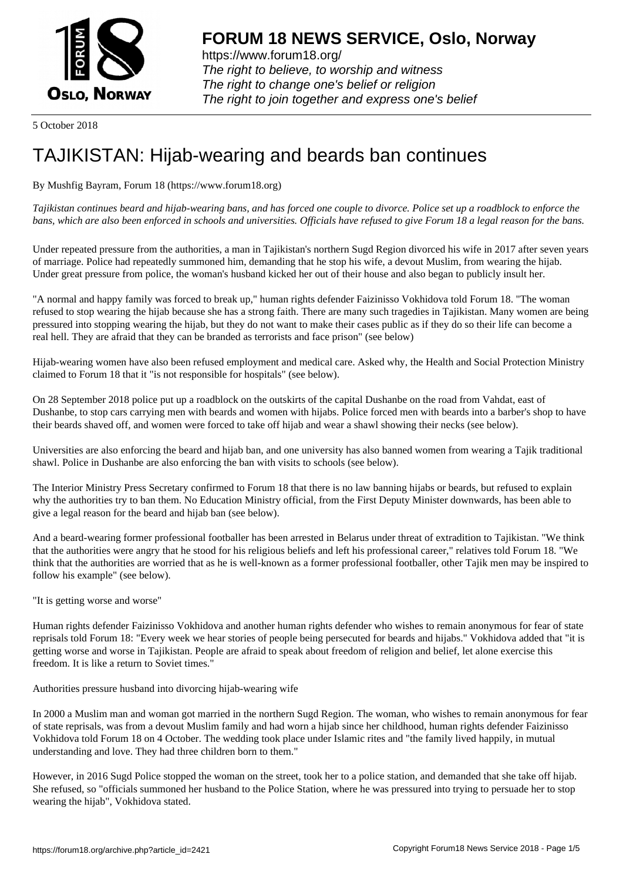# FORUM 18 NEWS SERVICE, Oslo, Norway

https://www.forum18.org/
*The right to believe, to worship and witness*
*The right to change one's belief or religion*
*The right to join together and express one's belief*

5 October 2018

# TAJIKISTAN: Hijab-wearing and beards ban continues

By Mushfig Bayram, Forum 18 (https://www.forum18.org)

*Tajikistan continues beard and hijab-wearing bans, and has forced one couple to divorce. Police set up a roadblock to enforce the bans, which are also been enforced in schools and universities. Officials have refused to give Forum 18 a legal reason for the bans.*

Under repeated pressure from the authorities, a man in Tajikistan's northern Sugd Region divorced his wife in 2017 after seven years of marriage. Police had repeatedly summoned him, demanding that he stop his wife, a devout Muslim, from wearing the hijab. Under great pressure from police, the woman's husband kicked her out of their house and also began to publicly insult her.

"A normal and happy family was forced to break up," human rights defender Faizinisso Vokhidova told Forum 18. "The woman refused to stop wearing the hijab because she has a strong faith. There are many such tragedies in Tajikistan. Many women are being pressured into stopping wearing the hijab, but they do not want to make their cases public as if they do so their life can become a real hell. They are afraid that they can be branded as terrorists and face prison" (see below)

Hijab-wearing women have also been refused employment and medical care. Asked why, the Health and Social Protection Ministry claimed to Forum 18 that it "is not responsible for hospitals" (see below).

On 28 September 2018 police put up a roadblock on the outskirts of the capital Dushanbe on the road from Vahdat, east of Dushanbe, to stop cars carrying men with beards and women with hijabs. Police forced men with beards into a barber's shop to have their beards shaved off, and women were forced to take off hijab and wear a shawl showing their necks (see below).

Universities are also enforcing the beard and hijab ban, and one university has also banned women from wearing a Tajik traditional shawl. Police in Dushanbe are also enforcing the ban with visits to schools (see below).

The Interior Ministry Press Secretary confirmed to Forum 18 that there is no law banning hijabs or beards, but refused to explain why the authorities try to ban them. No Education Ministry official, from the First Deputy Minister downwards, has been able to give a legal reason for the beard and hijab ban (see below).

And a beard-wearing former professional footballer has been arrested in Belarus under threat of extradition to Tajikistan. "We think that the authorities were angry that he stood for his religious beliefs and left his professional career," relatives told Forum 18. "We think that the authorities are worried that as he is well-known as a former professional footballer, other Tajik men may be inspired to follow his example" (see below).

"It is getting worse and worse"

Human rights defender Faizinisso Vokhidova and another human rights defender who wishes to remain anonymous for fear of state reprisals told Forum 18: "Every week we hear stories of people being persecuted for beards and hijabs." Vokhidova added that "it is getting worse and worse in Tajikistan. People are afraid to speak about freedom of religion and belief, let alone exercise this freedom. It is like a return to Soviet times."

Authorities pressure husband into divorcing hijab-wearing wife

In 2000 a Muslim man and woman got married in the northern Sugd Region. The woman, who wishes to remain anonymous for fear of state reprisals, was from a devout Muslim family and had worn a hijab since her childhood, human rights defender Faizinisso Vokhidova told Forum 18 on 4 October. The wedding took place under Islamic rites and "the family lived happily, in mutual understanding and love. They had three children born to them."

However, in 2016 Sugd Police stopped the woman on the street, took her to a police station, and demanded that she take off hijab. She refused, so "officials summoned her husband to the Police Station, where he was pressured into trying to persuade her to stop wearing the hijab", Vokhidova stated.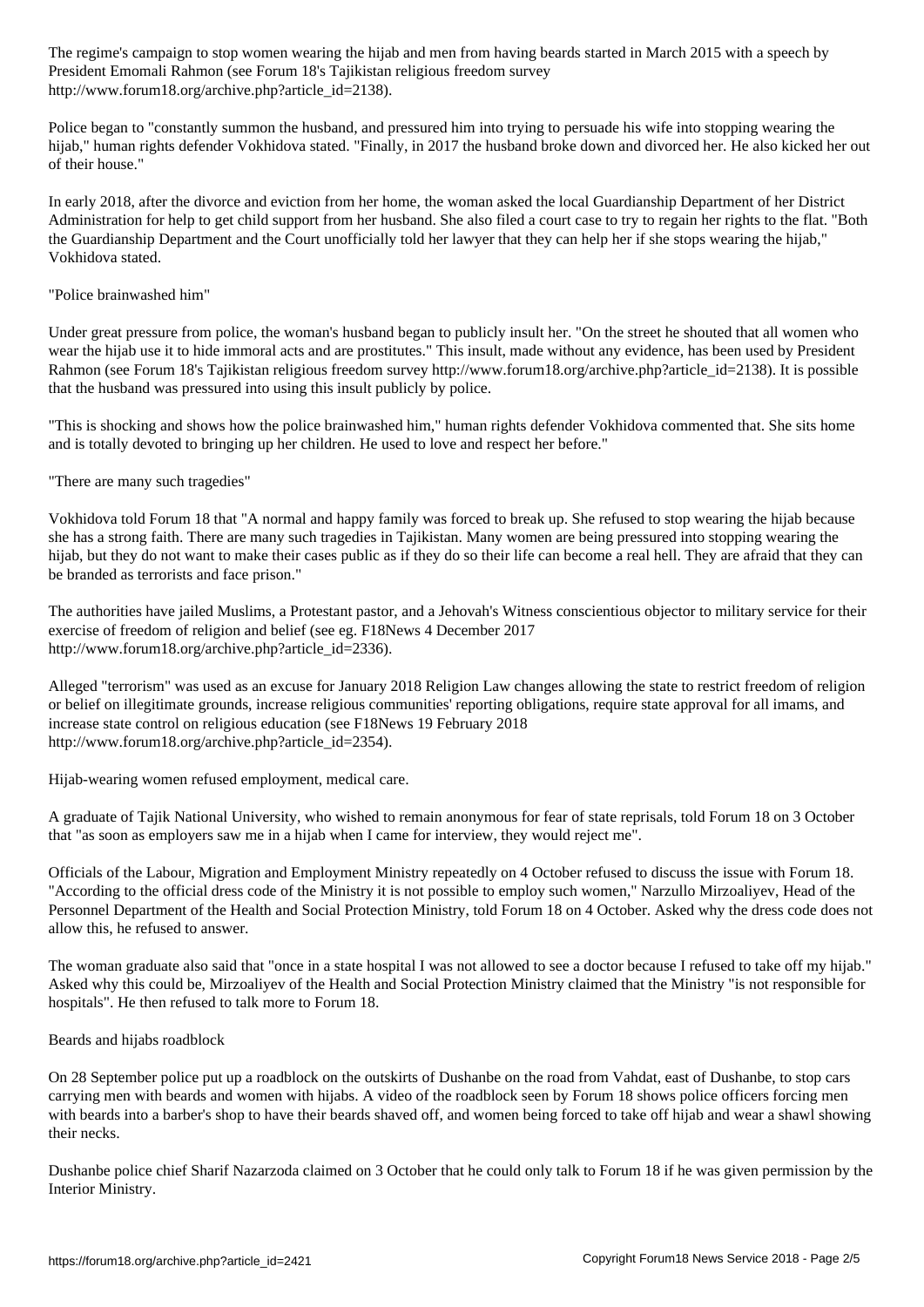The regime's campaign to stop women wearing the hijab and men from having beards started in March 2015 with a speech by President Emomali Rahmon (see Forum 18's Tajikistan religious freedom survey http://www.forum18.org/archive.php?article_id=2138).

Police began to "constantly summon the husband, and pressured him into trying to persuade his wife into stopping wearing the hijab," human rights defender Vokhidova stated. "Finally, in 2017 the husband broke down and divorced her. He also kicked her out of their house."

In early 2018, after the divorce and eviction from her home, the woman asked the local Guardianship Department of her District Administration for help to get child support from her husband. She also filed a court case to try to regain her rights to the flat. "Both the Guardianship Department and the Court unofficially told her lawyer that they can help her if she stops wearing the hijab," Vokhidova stated.

"Police brainwashed him"

Under great pressure from police, the woman's husband began to publicly insult her. "On the street he shouted that all women who wear the hijab use it to hide immoral acts and are prostitutes." This insult, made without any evidence, has been used by President Rahmon (see Forum 18's Tajikistan religious freedom survey http://www.forum18.org/archive.php?article_id=2138). It is possible that the husband was pressured into using this insult publicly by police.

"This is shocking and shows how the police brainwashed him," human rights defender Vokhidova commented that. She sits home and is totally devoted to bringing up her children. He used to love and respect her before."

"There are many such tragedies"

Vokhidova told Forum 18 that "A normal and happy family was forced to break up. She refused to stop wearing the hijab because she has a strong faith. There are many such tragedies in Tajikistan. Many women are being pressured into stopping wearing the hijab, but they do not want to make their cases public as if they do so their life can become a real hell. They are afraid that they can be branded as terrorists and face prison."

The authorities have jailed Muslims, a Protestant pastor, and a Jehovah's Witness conscientious objector to military service for their exercise of freedom of religion and belief (see eg. F18News 4 December 2017 http://www.forum18.org/archive.php?article_id=2336).

Alleged "terrorism" was used as an excuse for January 2018 Religion Law changes allowing the state to restrict freedom of religion or belief on illegitimate grounds, increase religious communities' reporting obligations, require state approval for all imams, and increase state control on religious education (see F18News 19 February 2018 http://www.forum18.org/archive.php?article_id=2354).

Hijab-wearing women refused employment, medical care.

A graduate of Tajik National University, who wished to remain anonymous for fear of state reprisals, told Forum 18 on 3 October that "as soon as employers saw me in a hijab when I came for interview, they would reject me".

Officials of the Labour, Migration and Employment Ministry repeatedly on 4 October refused to discuss the issue with Forum 18. "According to the official dress code of the Ministry it is not possible to employ such women," Narzullo Mirzoaliyev, Head of the Personnel Department of the Health and Social Protection Ministry, told Forum 18 on 4 October. Asked why the dress code does not allow this, he refused to answer.

The woman graduate also said that "once in a state hospital I was not allowed to see a doctor because I refused to take off my hijab." Asked why this could be, Mirzoaliyev of the Health and Social Protection Ministry claimed that the Ministry "is not responsible for hospitals". He then refused to talk more to Forum 18.

Beards and hijabs roadblock

On 28 September police put up a roadblock on the outskirts of Dushanbe on the road from Vahdat, east of Dushanbe, to stop cars carrying men with beards and women with hijabs. A video of the roadblock seen by Forum 18 shows police officers forcing men with beards into a barber's shop to have their beards shaved off, and women being forced to take off hijab and wear a shawl showing their necks.

Dushanbe police chief Sharif Nazarzoda claimed on 3 October that he could only talk to Forum 18 if he was given permission by the Interior Ministry.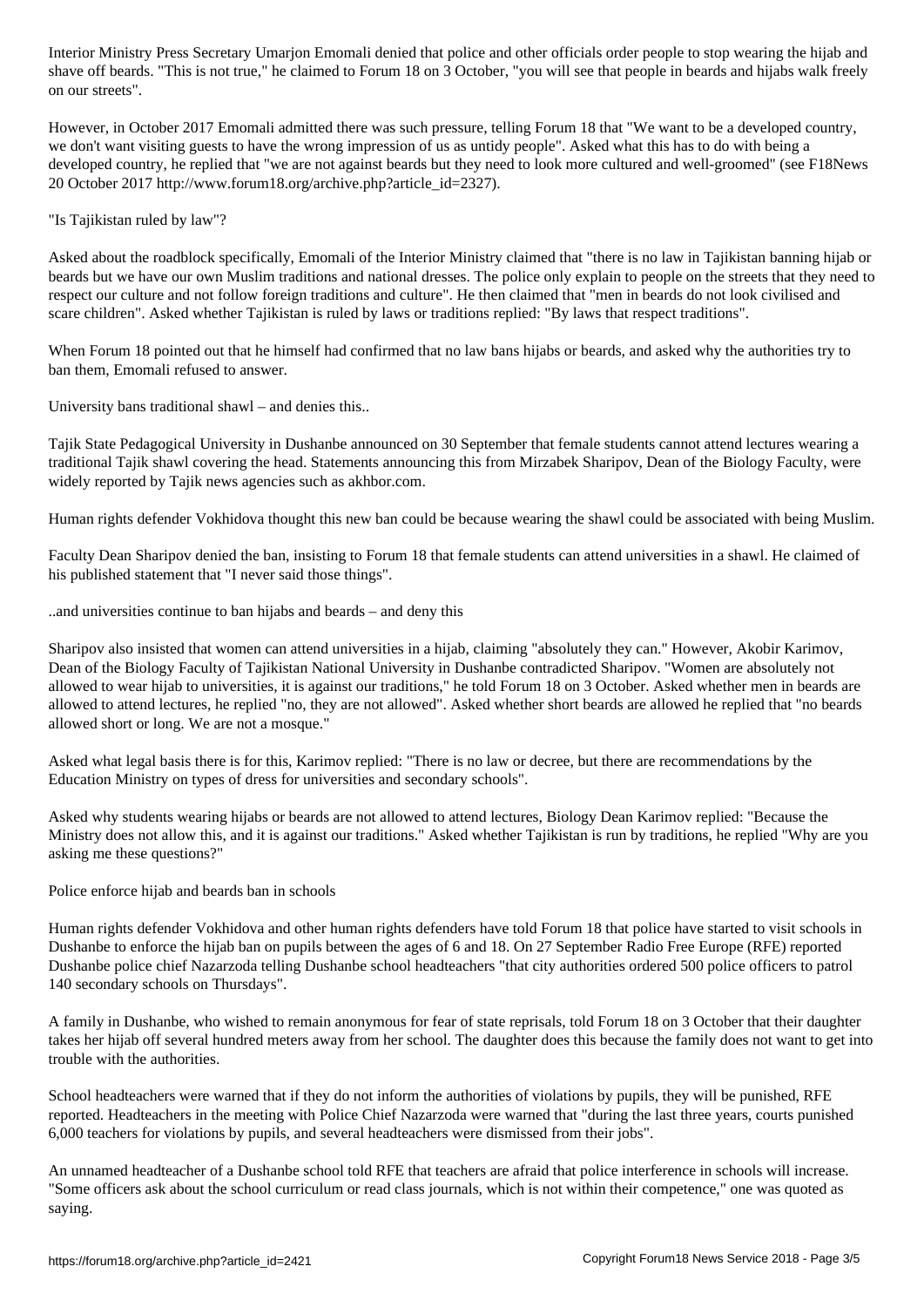Interior Ministry Press Secretary Umarjon Emomali denied that police and other officials order people to stop wearing the hijab and shave off beards. "This is not true," he claimed to Forum 18 on 3 October, "you will see that people in beards and hijabs walk freely on our streets".

However, in October 2017 Emomali admitted there was such pressure, telling Forum 18 that "We want to be a developed country, we don't want visiting guests to have the wrong impression of us as untidy people". Asked what this has to do with being a developed country, he replied that "we are not against beards but they need to look more cultured and well-groomed" (see F18News 20 October 2017 http://www.forum18.org/archive.php?article_id=2327).

## "Is Tajikistan ruled by law"?

Asked about the roadblock specifically, Emomali of the Interior Ministry claimed that "there is no law in Tajikistan banning hijab or beards but we have our own Muslim traditions and national dresses. The police only explain to people on the streets that they need to respect our culture and not follow foreign traditions and culture". He then claimed that "men in beards do not look civilised and scare children". Asked whether Tajikistan is ruled by laws or traditions replied: "By laws that respect traditions".

When Forum 18 pointed out that he himself had confirmed that no law bans hijabs or beards, and asked why the authorities try to ban them, Emomali refused to answer.

## University bans traditional shawl – and denies this..

Tajik State Pedagogical University in Dushanbe announced on 30 September that female students cannot attend lectures wearing a traditional Tajik shawl covering the head. Statements announcing this from Mirzabek Sharipov, Dean of the Biology Faculty, were widely reported by Tajik news agencies such as akhbor.com.

Human rights defender Vokhidova thought this new ban could be because wearing the shawl could be associated with being Muslim.

Faculty Dean Sharipov denied the ban, insisting to Forum 18 that female students can attend universities in a shawl. He claimed of his published statement that "I never said those things".

## ..and universities continue to ban hijabs and beards – and deny this

Sharipov also insisted that women can attend universities in a hijab, claiming "absolutely they can." However, Akobir Karimov, Dean of the Biology Faculty of Tajikistan National University in Dushanbe contradicted Sharipov. "Women are absolutely not allowed to wear hijab to universities, it is against our traditions," he told Forum 18 on 3 October. Asked whether men in beards are allowed to attend lectures, he replied "no, they are not allowed". Asked whether short beards are allowed he replied that "no beards allowed short or long. We are not a mosque."

Asked what legal basis there is for this, Karimov replied: "There is no law or decree, but there are recommendations by the Education Ministry on types of dress for universities and secondary schools".

Asked why students wearing hijabs or beards are not allowed to attend lectures, Biology Dean Karimov replied: "Because the Ministry does not allow this, and it is against our traditions." Asked whether Tajikistan is run by traditions, he replied "Why are you asking me these questions?"

## Police enforce hijab and beards ban in schools

Human rights defender Vokhidova and other human rights defenders have told Forum 18 that police have started to visit schools in Dushanbe to enforce the hijab ban on pupils between the ages of 6 and 18. On 27 September Radio Free Europe (RFE) reported Dushanbe police chief Nazarzoda telling Dushanbe school headteachers "that city authorities ordered 500 police officers to patrol 140 secondary schools on Thursdays".

A family in Dushanbe, who wished to remain anonymous for fear of state reprisals, told Forum 18 on 3 October that their daughter takes her hijab off several hundred meters away from her school. The daughter does this because the family does not want to get into trouble with the authorities.

School headteachers were warned that if they do not inform the authorities of violations by pupils, they will be punished, RFE reported. Headteachers in the meeting with Police Chief Nazarzoda were warned that "during the last three years, courts punished 6,000 teachers for violations by pupils, and several headteachers were dismissed from their jobs".

An unnamed headteacher of a Dushanbe school told RFE that teachers are afraid that police interference in schools will increase. "Some officers ask about the school curriculum or read class journals, which is not within their competence," one was quoted as saying.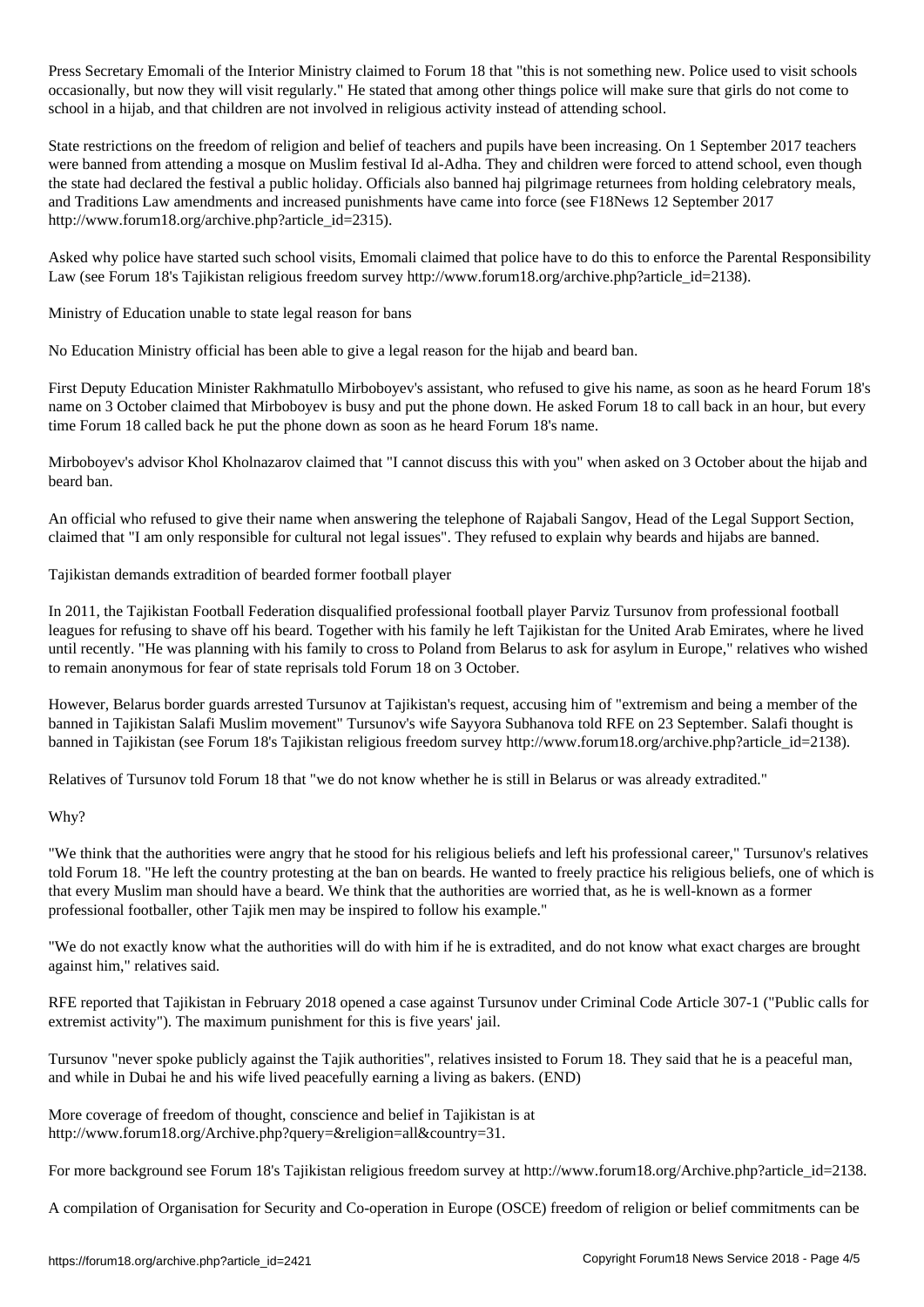Press Secretary Emomali of the Interior Ministry claimed to Forum 18 that "this is not something new. Police used to visit schools occasionally, but now they will visit regularly." He stated that among other things police will make sure that girls do not come to school in a hijab, and that children are not involved in religious activity instead of attending school.

State restrictions on the freedom of religion and belief of teachers and pupils have been increasing. On 1 September 2017 teachers were banned from attending a mosque on Muslim festival Id al-Adha. They and children were forced to attend school, even though the state had declared the festival a public holiday. Officials also banned haj pilgrimage returnees from holding celebratory meals, and Traditions Law amendments and increased punishments have came into force (see F18News 12 September 2017 http://www.forum18.org/archive.php?article_id=2315).

Asked why police have started such school visits, Emomali claimed that police have to do this to enforce the Parental Responsibility Law (see Forum 18's Tajikistan religious freedom survey http://www.forum18.org/archive.php?article_id=2138).

## Ministry of Education unable to state legal reason for bans

No Education Ministry official has been able to give a legal reason for the hijab and beard ban.

First Deputy Education Minister Rakhmatullo Mirboboyev's assistant, who refused to give his name, as soon as he heard Forum 18's name on 3 October claimed that Mirboboyev is busy and put the phone down. He asked Forum 18 to call back in an hour, but every time Forum 18 called back he put the phone down as soon as he heard Forum 18's name.

Mirboboyev's advisor Khol Kholnazarov claimed that "I cannot discuss this with you" when asked on 3 October about the hijab and beard ban.

An official who refused to give their name when answering the telephone of Rajabali Sangov, Head of the Legal Support Section, claimed that "I am only responsible for cultural not legal issues". They refused to explain why beards and hijabs are banned.

## Tajikistan demands extradition of bearded former football player

In 2011, the Tajikistan Football Federation disqualified professional football player Parviz Tursunov from professional football leagues for refusing to shave off his beard. Together with his family he left Tajikistan for the United Arab Emirates, where he lived until recently. "He was planning with his family to cross to Poland from Belarus to ask for asylum in Europe," relatives who wished to remain anonymous for fear of state reprisals told Forum 18 on 3 October.

However, Belarus border guards arrested Tursunov at Tajikistan's request, accusing him of "extremism and being a member of the banned in Tajikistan Salafi Muslim movement" Tursunov's wife Sayyora Subhanova told RFE on 23 September. Salafi thought is banned in Tajikistan (see Forum 18's Tajikistan religious freedom survey http://www.forum18.org/archive.php?article_id=2138).

Relatives of Tursunov told Forum 18 that "we do not know whether he is still in Belarus or was already extradited."

## Why?

"We think that the authorities were angry that he stood for his religious beliefs and left his professional career," Tursunov's relatives told Forum 18. "He left the country protesting at the ban on beards. He wanted to freely practice his religious beliefs, one of which is that every Muslim man should have a beard. We think that the authorities are worried that, as he is well-known as a former professional footballer, other Tajik men may be inspired to follow his example."

"We do not exactly know what the authorities will do with him if he is extradited, and do not know what exact charges are brought against him," relatives said.

RFE reported that Tajikistan in February 2018 opened a case against Tursunov under Criminal Code Article 307-1 ("Public calls for extremist activity"). The maximum punishment for this is five years' jail.

Tursunov "never spoke publicly against the Tajik authorities", relatives insisted to Forum 18. They said that he is a peaceful man, and while in Dubai he and his wife lived peacefully earning a living as bakers. (END)

More coverage of freedom of thought, conscience and belief in Tajikistan is at http://www.forum18.org/Archive.php?query=&religion=all&country=31.

For more background see Forum 18's Tajikistan religious freedom survey at http://www.forum18.org/Archive.php?article_id=2138.

A compilation of Organisation for Security and Co-operation in Europe (OSCE) freedom of religion or belief commitments can be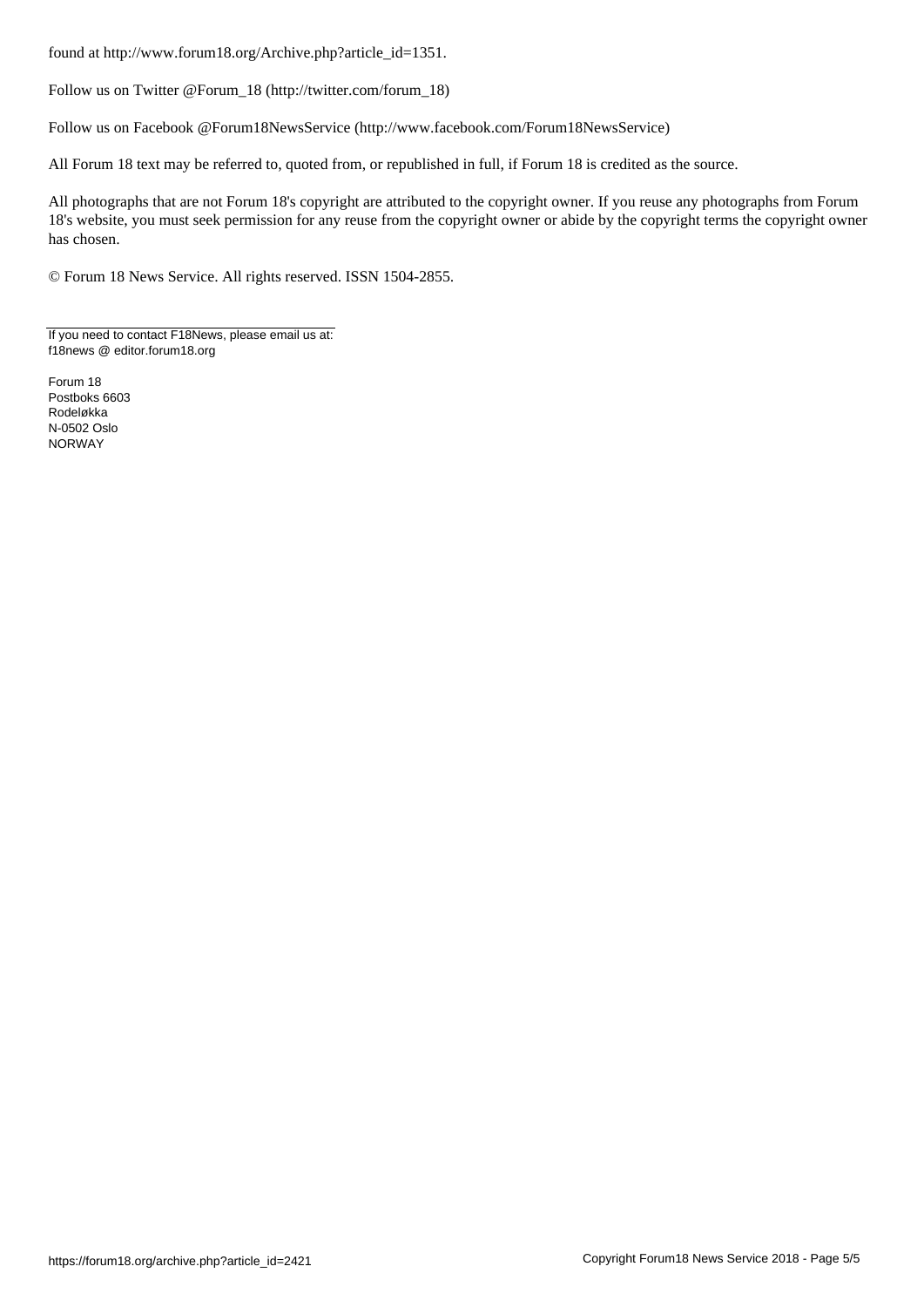found at http://www.forum18.org/Archive.php?article_id=1351.

Follow us on Twitter @Forum_18 (http://twitter.com/forum_18)

Follow us on Facebook @Forum18NewsService (http://www.facebook.com/Forum18NewsService)

All Forum 18 text may be referred to, quoted from, or republished in full, if Forum 18 is credited as the source.

All photographs that are not Forum 18's copyright are attributed to the copyright owner. If you reuse any photographs from Forum 18's website, you must seek permission for any reuse from the copyright owner or abide by the copyright terms the copyright owner has chosen.

© Forum 18 News Service. All rights reserved. ISSN 1504-2855.

If you need to contact F18News, please email us at:
f18news @ editor.forum18.org

Forum 18
Postboks 6603
Rodeløkka
N-0502 Oslo
NORWAY